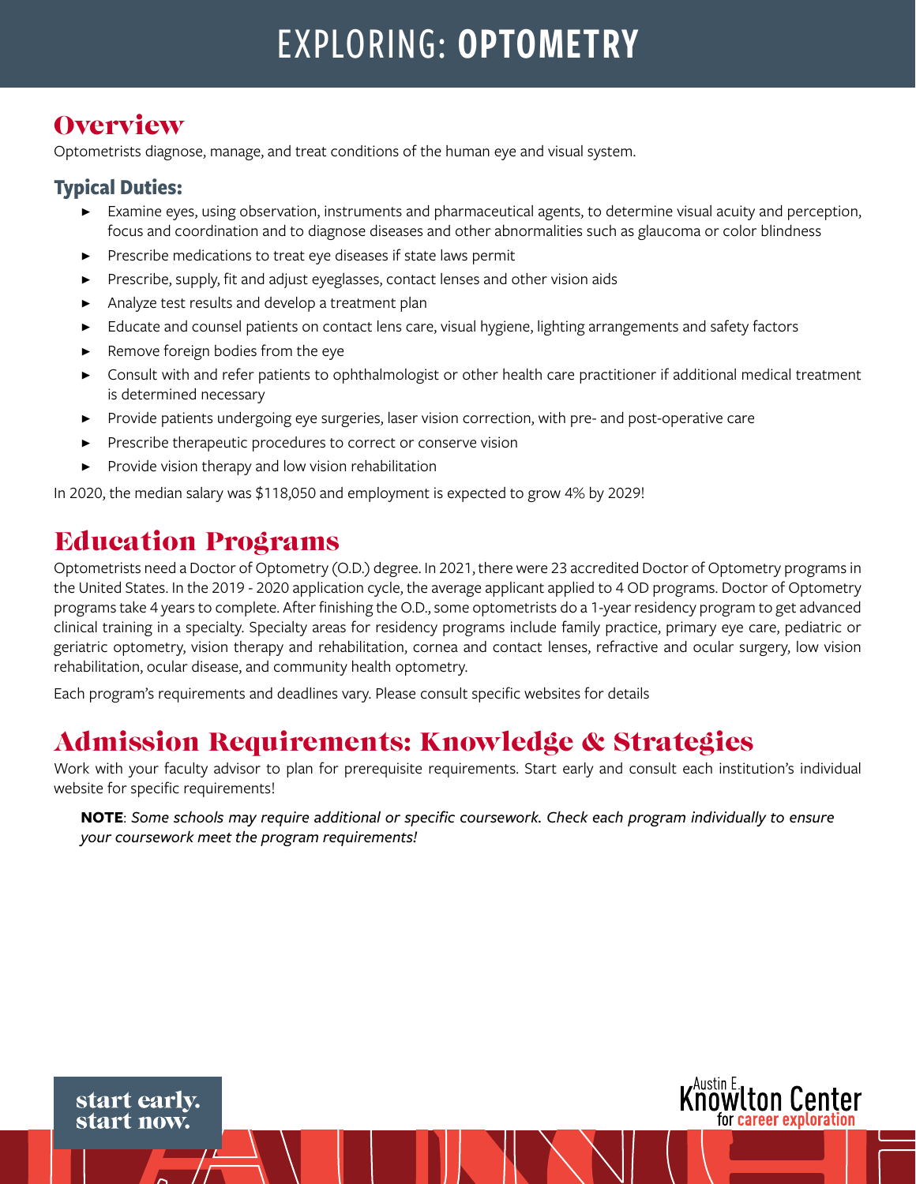# EXPLORING: **OPTOMETRY**

## Overview

Optometrists diagnose, manage, and treat conditions of the human eye and visual system.

### Typical Duties:

- Examine eyes, using observation, instruments and pharmaceutical agents, to determine visual acuity and perception, focus and coordination and to diagnose diseases and other abnormalities such as glaucoma or color blindness
- Prescribe medications to treat eye diseases if state laws permit
- Prescribe, supply, fit and adjust eyeglasses, contact lenses and other vision aids
- Analyze test results and develop a treatment plan
- Educate and counsel patients on contact lens care, visual hygiene, lighting arrangements and safety factors
- Remove foreign bodies from the eye
- Consult with and refer patients to ophthalmologist or other health care practitioner if additional medical treatment is determined necessary
- Provide patients undergoing eye surgeries, laser vision correction, with pre- and post-operative care
- Prescribe therapeutic procedures to correct or conserve vision
- Provide vision therapy and low vision rehabilitation

In 2020, the median salary was $118,050 and employment is expected to grow 4% by 2029!

## Education Programs

Optometrists need a Doctor of Optometry (O.D.) degree. In 2021, there were 23 accredited Doctor of Optometry programs in the United States. In the 2019 - 2020 application cycle, the average applicant applied to 4 OD programs. Doctor of Optometry programs take 4 years to complete. After finishing the O.D., some optometrists do a 1-year residency program to get advanced clinical training in a specialty. Specialty areas for residency programs include family practice, primary eye care, pediatric or geriatric optometry, vision therapy and rehabilitation, cornea and contact lenses, refractive and ocular surgery, low vision rehabilitation, ocular disease, and community health optometry.

Each program's requirements and deadlines vary. Please consult specific websites for details

## Admission Requirements: Knowledge & Strategies

Work with your faculty advisor to plan for prerequisite requirements. Start early and consult each institution's individual website for specific requirements!

> **NOTE**: *Some schools may require additional or specific coursework. Check each program individually to ensure your coursework meet the program requirements!*

start early.
start now.

Austin E. Knowlton Center for career exploration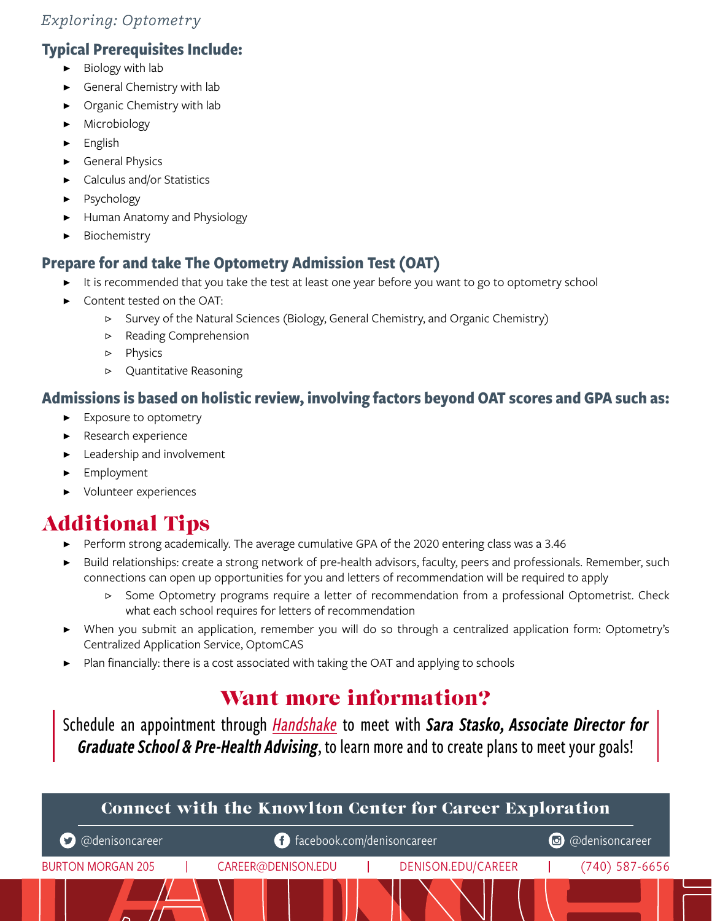*Exploring: Optometry*

### Typical Prerequisites Include:

- Biology with lab
- General Chemistry with lab
- Organic Chemistry with lab
- Microbiology
- English
- General Physics
- Calculus and/or Statistics
- Psychology
- Human Anatomy and Physiology
- Biochemistry

### Prepare for and take The Optometry Admission Test (OAT)

- It is recommended that you take the test at least one year before you want to go to optometry school
- Content tested on the OAT:
  - Survey of the Natural Sciences (Biology, General Chemistry, and Organic Chemistry)
  - Reading Comprehension
  - Physics
  - Quantitative Reasoning

### Admissions is based on holistic review, involving factors beyond OAT scores and GPA such as:

- Exposure to optometry
- Research experience
- Leadership and involvement
- Employment
- Volunteer experiences

## Additional Tips

- Perform strong academically. The average cumulative GPA of the 2020 entering class was a 3.46
- Build relationships: create a strong network of pre-health advisors, faculty, peers and professionals. Remember, such connections can open up opportunities for you and letters of recommendation will be required to apply
  - Some Optometry programs require a letter of recommendation from a professional Optometrist. Check what each school requires for letters of recommendation
- When you submit an application, remember you will do so through a centralized application form: Optometry's Centralized Application Service, OptomCAS
- Plan financially: there is a cost associated with taking the OAT and applying to schools

## Want more information?

Schedule an appointment through *Handshake* to meet with ***Sara Stasko, Associate Director for Graduate School & Pre-Health Advising***, to learn more and to create plans to meet your goals!

### Connect with the Knowlton Center for Career Exploration

@denisoncareer | facebook.com/denisoncareer | @denisoncareer

BURTON MORGAN 205 | CAREER@DENISON.EDU | DENISON.EDU/CAREER | (740) 587-6656